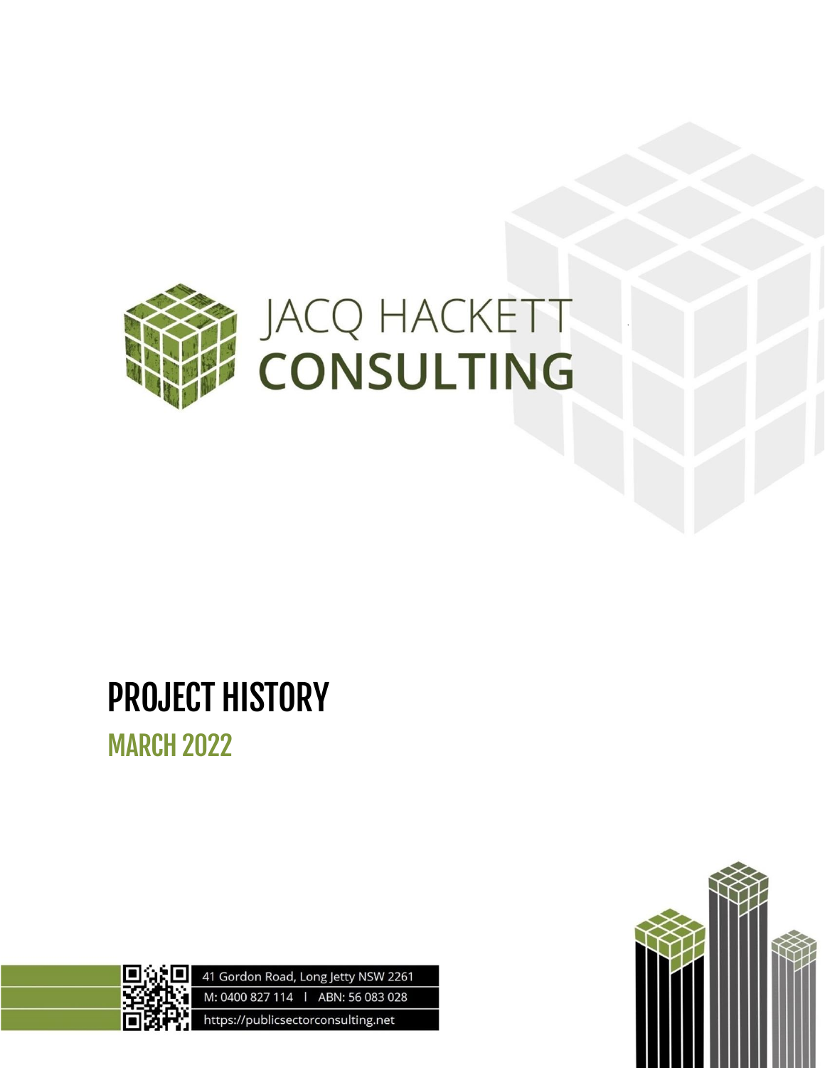JACQ HACKETT
CONSULTING

# PROJECT HISTORY

## MARCH 2022

41 Gordon Road, Long Jetty NSW 2261

M: 0400 827 114 | ABN: 56 083 028

https://publicsectorconsulting.net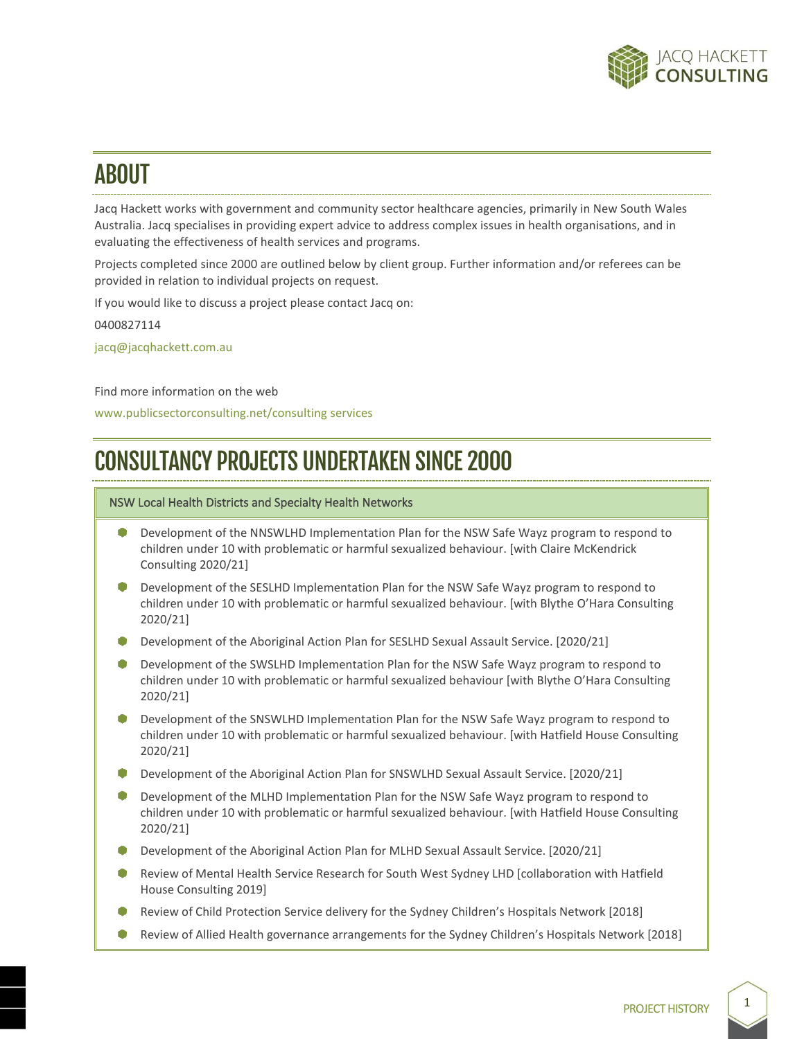# ABOUT

Jacq Hackett works with government and community sector healthcare agencies, primarily in New South Wales Australia. Jacq specialises in providing expert advice to address complex issues in health organisations, and in evaluating the effectiveness of health services and programs.

Projects completed since 2000 are outlined below by client group. Further information and/or referees can be provided in relation to individual projects on request.

If you would like to discuss a project please contact Jacq on:

0400827114

jacq@jacqhackett.com.au

Find more information on the web

www.publicsectorconsulting.net/consulting services

# CONSULTANCY PROJECTS UNDERTAKEN SINCE 2000

## NSW Local Health Districts and Specialty Health Networks

- Development of the NNSWLHD Implementation Plan for the NSW Safe Wayz program to respond to children under 10 with problematic or harmful sexualized behaviour. [with Claire McKendrick Consulting 2020/21]
- Development of the SESLHD Implementation Plan for the NSW Safe Wayz program to respond to children under 10 with problematic or harmful sexualized behaviour. [with Blythe O'Hara Consulting 2020/21]
- Development of the Aboriginal Action Plan for SESLHD Sexual Assault Service. [2020/21]
- Development of the SWSLHD Implementation Plan for the NSW Safe Wayz program to respond to children under 10 with problematic or harmful sexualized behaviour [with Blythe O'Hara Consulting 2020/21]
- Development of the SNSWLHD Implementation Plan for the NSW Safe Wayz program to respond to children under 10 with problematic or harmful sexualized behaviour. [with Hatfield House Consulting 2020/21]
- Development of the Aboriginal Action Plan for SNSWLHD Sexual Assault Service. [2020/21]
- Development of the MLHD Implementation Plan for the NSW Safe Wayz program to respond to children under 10 with problematic or harmful sexualized behaviour. [with Hatfield House Consulting 2020/21]
- Development of the Aboriginal Action Plan for MLHD Sexual Assault Service. [2020/21]
- Review of Mental Health Service Research for South West Sydney LHD [collaboration with Hatfield House Consulting 2019]
- Review of Child Protection Service delivery for the Sydney Children's Hospitals Network [2018]
- Review of Allied Health governance arrangements for the Sydney Children's Hospitals Network [2018]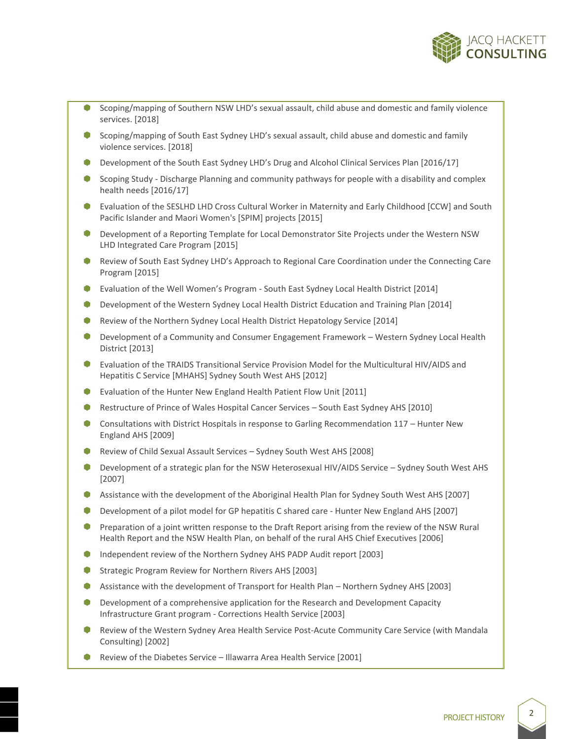- Scoping/mapping of Southern NSW LHD's sexual assault, child abuse and domestic and family violence services. [2018]
- Scoping/mapping of South East Sydney LHD's sexual assault, child abuse and domestic and family violence services. [2018]
- Development of the South East Sydney LHD's Drug and Alcohol Clinical Services Plan [2016/17]
- Scoping Study - Discharge Planning and community pathways for people with a disability and complex health needs [2016/17]
- Evaluation of the SESLHD LHD Cross Cultural Worker in Maternity and Early Childhood [CCW] and South Pacific Islander and Maori Women's [SPIM] projects [2015]
- Development of a Reporting Template for Local Demonstrator Site Projects under the Western NSW LHD Integrated Care Program [2015]
- Review of South East Sydney LHD's Approach to Regional Care Coordination under the Connecting Care Program [2015]
- Evaluation of the Well Women's Program - South East Sydney Local Health District [2014]
- Development of the Western Sydney Local Health District Education and Training Plan [2014]
- Review of the Northern Sydney Local Health District Hepatology Service [2014]
- Development of a Community and Consumer Engagement Framework – Western Sydney Local Health District [2013]
- Evaluation of the TRAIDS Transitional Service Provision Model for the Multicultural HIV/AIDS and Hepatitis C Service [MHAHS] Sydney South West AHS [2012]
- Evaluation of the Hunter New England Health Patient Flow Unit [2011]
- Restructure of Prince of Wales Hospital Cancer Services – South East Sydney AHS [2010]
- Consultations with District Hospitals in response to Garling Recommendation 117 – Hunter New England AHS [2009]
- Review of Child Sexual Assault Services – Sydney South West AHS [2008]
- Development of a strategic plan for the NSW Heterosexual HIV/AIDS Service – Sydney South West AHS [2007]
- Assistance with the development of the Aboriginal Health Plan for Sydney South West AHS [2007]
- Development of a pilot model for GP hepatitis C shared care - Hunter New England AHS [2007]
- Preparation of a joint written response to the Draft Report arising from the review of the NSW Rural Health Report and the NSW Health Plan, on behalf of the rural AHS Chief Executives [2006]
- Independent review of the Northern Sydney AHS PADP Audit report [2003]
- Strategic Program Review for Northern Rivers AHS [2003]
- Assistance with the development of Transport for Health Plan – Northern Sydney AHS [2003]
- Development of a comprehensive application for the Research and Development Capacity Infrastructure Grant program - Corrections Health Service [2003]
- Review of the Western Sydney Area Health Service Post-Acute Community Care Service (with Mandala Consulting) [2002]
- Review of the Diabetes Service – Illawarra Area Health Service [2001]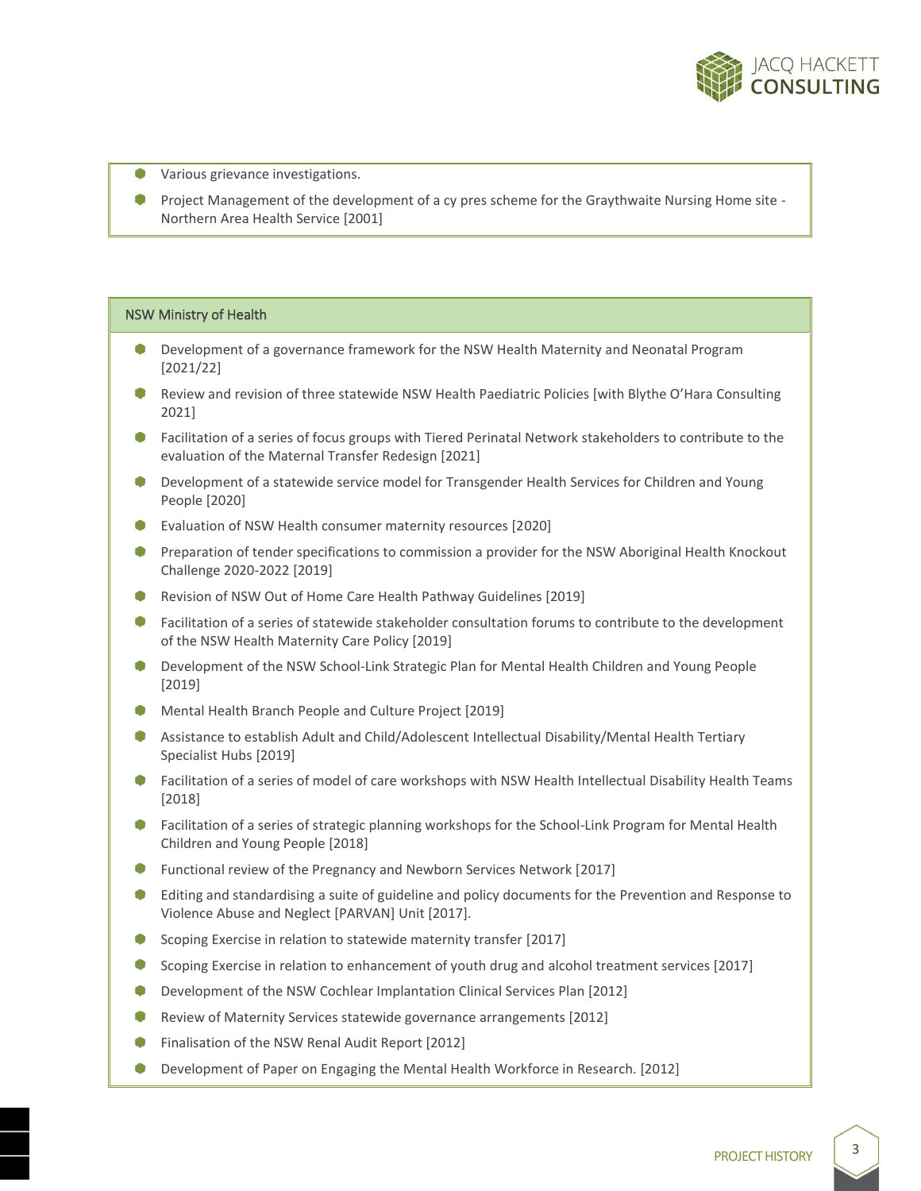- Various grievance investigations.
- Project Management of the development of a cy pres scheme for the Graythwaite Nursing Home site - Northern Area Health Service [2001]

## NSW Ministry of Health

- Development of a governance framework for the NSW Health Maternity and Neonatal Program [2021/22]
- Review and revision of three statewide NSW Health Paediatric Policies [with Blythe O'Hara Consulting 2021]
- Facilitation of a series of focus groups with Tiered Perinatal Network stakeholders to contribute to the evaluation of the Maternal Transfer Redesign [2021]
- Development of a statewide service model for Transgender Health Services for Children and Young People [2020]
- Evaluation of NSW Health consumer maternity resources [2020]
- Preparation of tender specifications to commission a provider for the NSW Aboriginal Health Knockout Challenge 2020-2022 [2019]
- Revision of NSW Out of Home Care Health Pathway Guidelines [2019]
- Facilitation of a series of statewide stakeholder consultation forums to contribute to the development of the NSW Health Maternity Care Policy [2019]
- Development of the NSW School-Link Strategic Plan for Mental Health Children and Young People [2019]
- Mental Health Branch People and Culture Project [2019]
- Assistance to establish Adult and Child/Adolescent Intellectual Disability/Mental Health Tertiary Specialist Hubs [2019]
- Facilitation of a series of model of care workshops with NSW Health Intellectual Disability Health Teams [2018]
- Facilitation of a series of strategic planning workshops for the School-Link Program for Mental Health Children and Young People [2018]
- Functional review of the Pregnancy and Newborn Services Network [2017]
- Editing and standardising a suite of guideline and policy documents for the Prevention and Response to Violence Abuse and Neglect [PARVAN] Unit [2017].
- Scoping Exercise in relation to statewide maternity transfer [2017]
- Scoping Exercise in relation to enhancement of youth drug and alcohol treatment services [2017]
- Development of the NSW Cochlear Implantation Clinical Services Plan [2012]
- Review of Maternity Services statewide governance arrangements [2012]
- Finalisation of the NSW Renal Audit Report [2012]
- Development of Paper on Engaging the Mental Health Workforce in Research. [2012]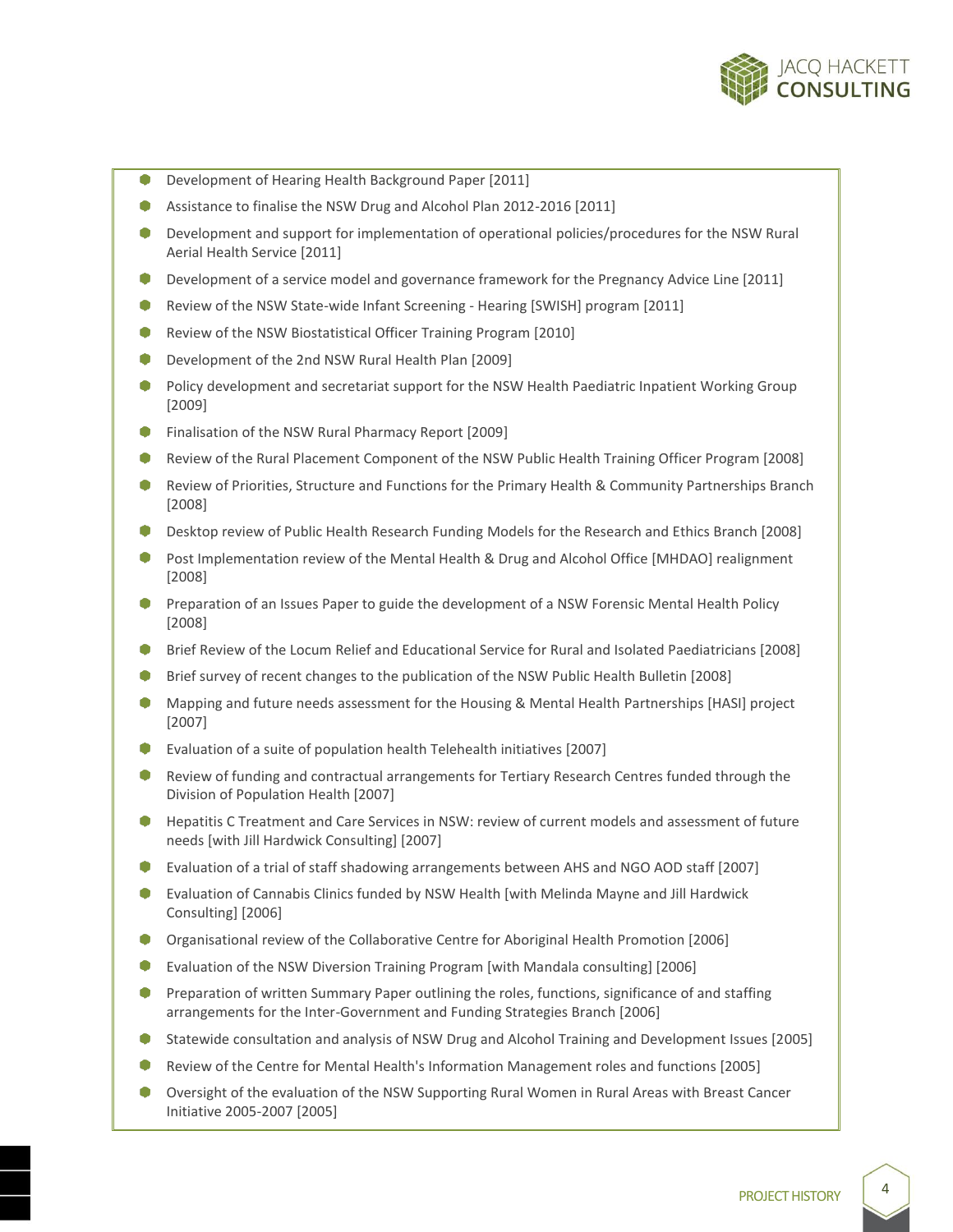- Development of Hearing Health Background Paper [2011]
- Assistance to finalise the NSW Drug and Alcohol Plan 2012-2016 [2011]
- Development and support for implementation of operational policies/procedures for the NSW Rural Aerial Health Service [2011]
- Development of a service model and governance framework for the Pregnancy Advice Line [2011]
- Review of the NSW State-wide Infant Screening - Hearing [SWISH] program [2011]
- Review of the NSW Biostatistical Officer Training Program [2010]
- Development of the 2nd NSW Rural Health Plan [2009]
- Policy development and secretariat support for the NSW Health Paediatric Inpatient Working Group [2009]
- Finalisation of the NSW Rural Pharmacy Report [2009]
- Review of the Rural Placement Component of the NSW Public Health Training Officer Program [2008]
- Review of Priorities, Structure and Functions for the Primary Health & Community Partnerships Branch [2008]
- Desktop review of Public Health Research Funding Models for the Research and Ethics Branch [2008]
- Post Implementation review of the Mental Health & Drug and Alcohol Office [MHDAO] realignment [2008]
- Preparation of an Issues Paper to guide the development of a NSW Forensic Mental Health Policy [2008]
- Brief Review of the Locum Relief and Educational Service for Rural and Isolated Paediatricians [2008]
- Brief survey of recent changes to the publication of the NSW Public Health Bulletin [2008]
- Mapping and future needs assessment for the Housing & Mental Health Partnerships [HASI] project [2007]
- Evaluation of a suite of population health Telehealth initiatives [2007]
- Review of funding and contractual arrangements for Tertiary Research Centres funded through the Division of Population Health [2007]
- Hepatitis C Treatment and Care Services in NSW: review of current models and assessment of future needs [with Jill Hardwick Consulting] [2007]
- Evaluation of a trial of staff shadowing arrangements between AHS and NGO AOD staff [2007]
- Evaluation of Cannabis Clinics funded by NSW Health [with Melinda Mayne and Jill Hardwick Consulting] [2006]
- Organisational review of the Collaborative Centre for Aboriginal Health Promotion [2006]
- Evaluation of the NSW Diversion Training Program [with Mandala consulting] [2006]
- Preparation of written Summary Paper outlining the roles, functions, significance of and staffing arrangements for the Inter-Government and Funding Strategies Branch [2006]
- Statewide consultation and analysis of NSW Drug and Alcohol Training and Development Issues [2005]
- Review of the Centre for Mental Health's Information Management roles and functions [2005]
- Oversight of the evaluation of the NSW Supporting Rural Women in Rural Areas with Breast Cancer Initiative 2005-2007 [2005]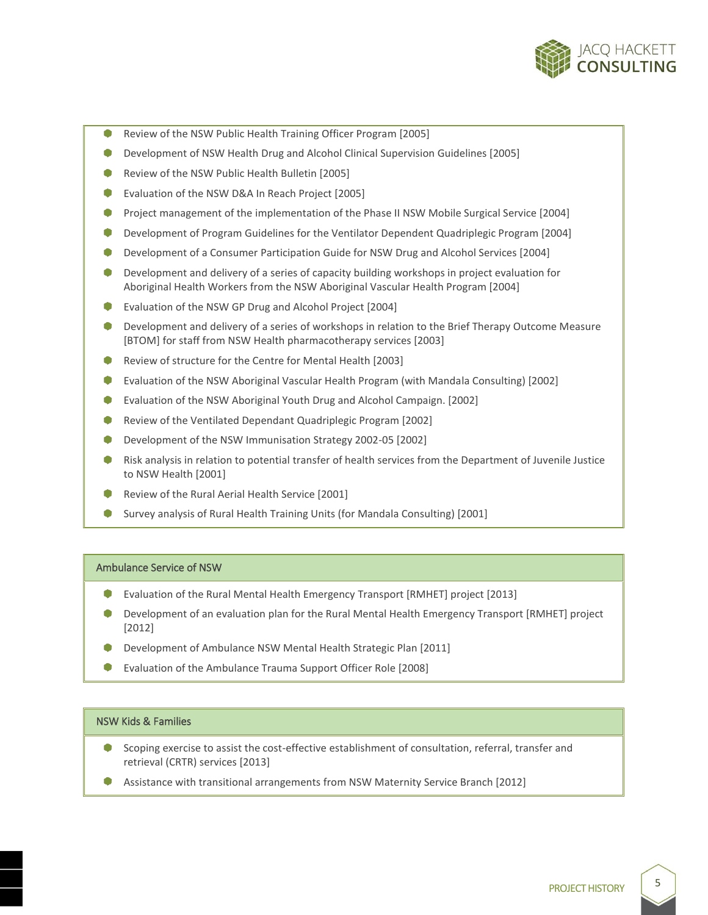- Review of the NSW Public Health Training Officer Program [2005]
- Development of NSW Health Drug and Alcohol Clinical Supervision Guidelines [2005]
- Review of the NSW Public Health Bulletin [2005]
- Evaluation of the NSW D&A In Reach Project [2005]
- Project management of the implementation of the Phase II NSW Mobile Surgical Service [2004]
- Development of Program Guidelines for the Ventilator Dependent Quadriplegic Program [2004]
- Development of a Consumer Participation Guide for NSW Drug and Alcohol Services [2004]
- Development and delivery of a series of capacity building workshops in project evaluation for Aboriginal Health Workers from the NSW Aboriginal Vascular Health Program [2004]
- Evaluation of the NSW GP Drug and Alcohol Project [2004]
- Development and delivery of a series of workshops in relation to the Brief Therapy Outcome Measure [BTOM] for staff from NSW Health pharmacotherapy services [2003]
- Review of structure for the Centre for Mental Health [2003]
- Evaluation of the NSW Aboriginal Vascular Health Program (with Mandala Consulting) [2002]
- Evaluation of the NSW Aboriginal Youth Drug and Alcohol Campaign. [2002]
- Review of the Ventilated Dependant Quadriplegic Program [2002]
- Development of the NSW Immunisation Strategy 2002-05 [2002]
- Risk analysis in relation to potential transfer of health services from the Department of Juvenile Justice to NSW Health [2001]
- Review of the Rural Aerial Health Service [2001]
- Survey analysis of Rural Health Training Units (for Mandala Consulting) [2001]

## Ambulance Service of NSW

- Evaluation of the Rural Mental Health Emergency Transport [RMHET] project [2013]
- Development of an evaluation plan for the Rural Mental Health Emergency Transport [RMHET] project [2012]
- Development of Ambulance NSW Mental Health Strategic Plan [2011]
- Evaluation of the Ambulance Trauma Support Officer Role [2008]

## NSW Kids & Families

- Scoping exercise to assist the cost-effective establishment of consultation, referral, transfer and retrieval (CRTR) services [2013]
- Assistance with transitional arrangements from NSW Maternity Service Branch [2012]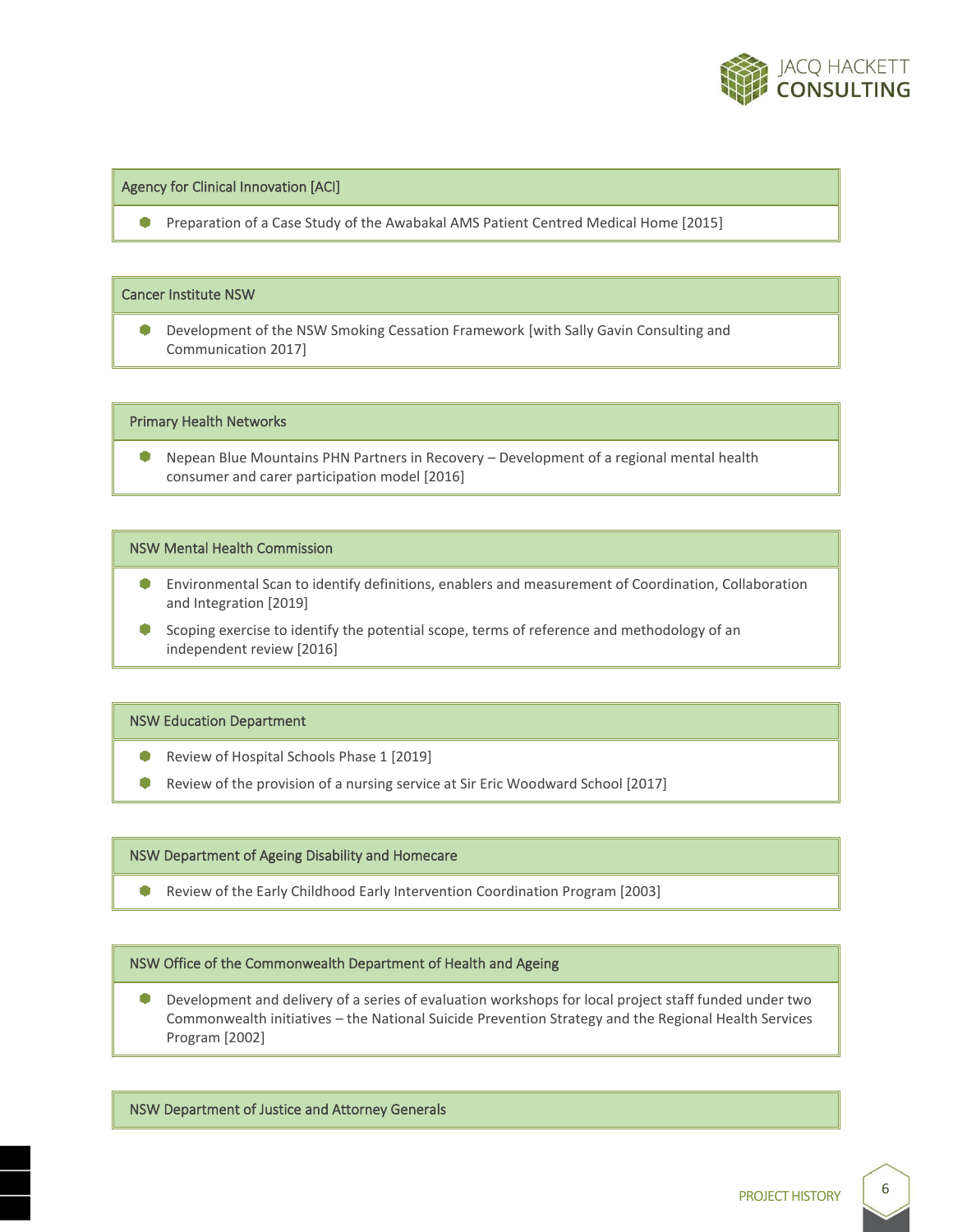### Agency for Clinical Innovation [ACI]

- Preparation of a Case Study of the Awabakal AMS Patient Centred Medical Home [2015]

### Cancer Institute NSW

- Development of the NSW Smoking Cessation Framework [with Sally Gavin Consulting and Communication 2017]

### Primary Health Networks

- Nepean Blue Mountains PHN Partners in Recovery – Development of a regional mental health consumer and carer participation model [2016]

### NSW Mental Health Commission

- Environmental Scan to identify definitions, enablers and measurement of Coordination, Collaboration and Integration [2019]
- Scoping exercise to identify the potential scope, terms of reference and methodology of an independent review [2016]

### NSW Education Department

- Review of Hospital Schools Phase 1 [2019]
- Review of the provision of a nursing service at Sir Eric Woodward School [2017]

### NSW Department of Ageing Disability and Homecare

- Review of the Early Childhood Early Intervention Coordination Program [2003]

### NSW Office of the Commonwealth Department of Health and Ageing

- Development and delivery of a series of evaluation workshops for local project staff funded under two Commonwealth initiatives – the National Suicide Prevention Strategy and the Regional Health Services Program [2002]

### NSW Department of Justice and Attorney Generals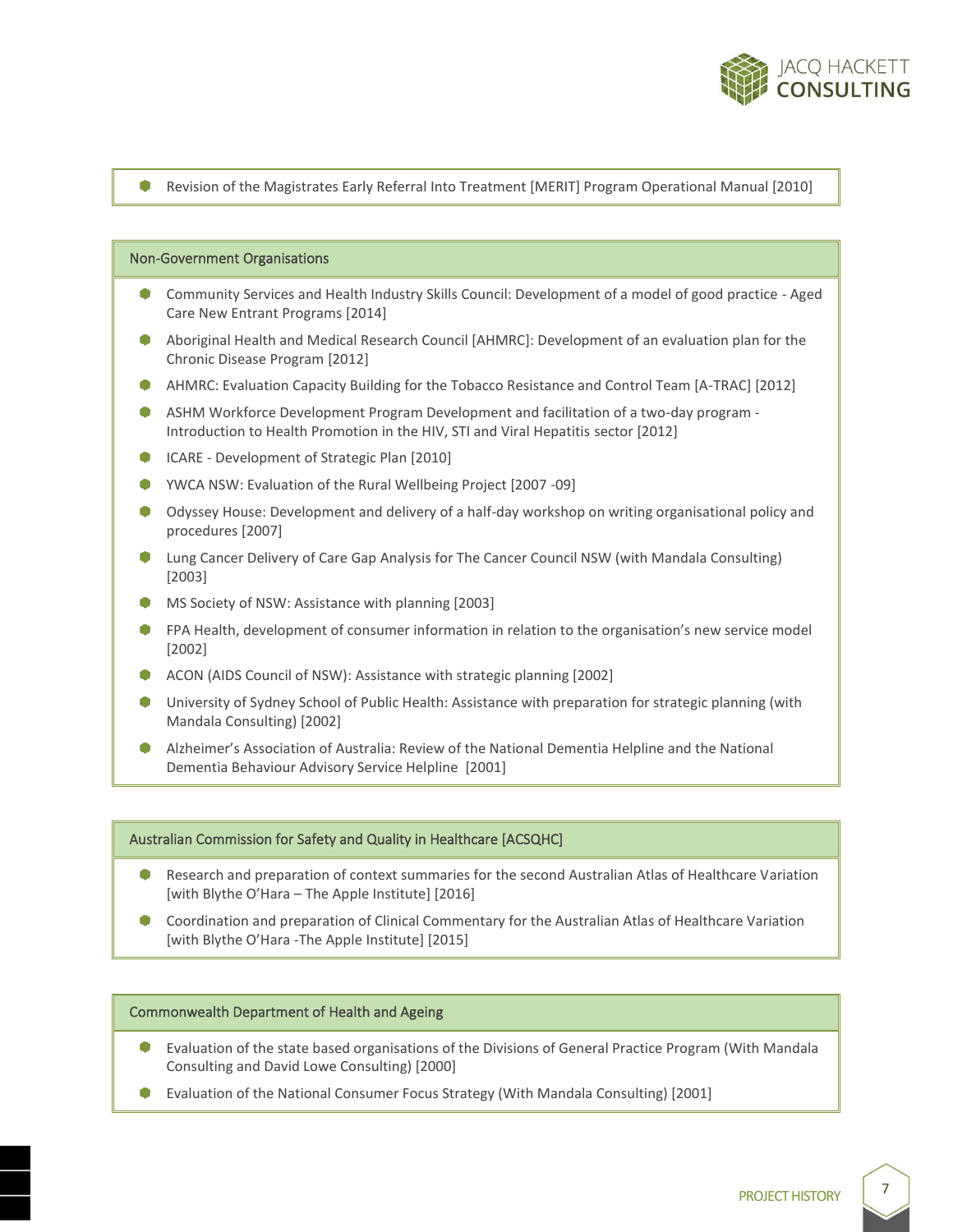- Revision of the Magistrates Early Referral Into Treatment [MERIT] Program Operational Manual [2010]

## Non-Government Organisations

- Community Services and Health Industry Skills Council: Development of a model of good practice - Aged Care New Entrant Programs [2014]
- Aboriginal Health and Medical Research Council [AHMRC]: Development of an evaluation plan for the Chronic Disease Program [2012]
- AHMRC: Evaluation Capacity Building for the Tobacco Resistance and Control Team [A-TRAC] [2012]
- ASHM Workforce Development Program Development and facilitation of a two-day program - Introduction to Health Promotion in the HIV, STI and Viral Hepatitis sector [2012]
- ICARE - Development of Strategic Plan [2010]
- YWCA NSW: Evaluation of the Rural Wellbeing Project [2007 -09]
- Odyssey House: Development and delivery of a half-day workshop on writing organisational policy and procedures [2007]
- Lung Cancer Delivery of Care Gap Analysis for The Cancer Council NSW (with Mandala Consulting) [2003]
- MS Society of NSW: Assistance with planning [2003]
- FPA Health, development of consumer information in relation to the organisation's new service model [2002]
- ACON (AIDS Council of NSW): Assistance with strategic planning [2002]
- University of Sydney School of Public Health: Assistance with preparation for strategic planning (with Mandala Consulting) [2002]
- Alzheimer's Association of Australia: Review of the National Dementia Helpline and the National Dementia Behaviour Advisory Service Helpline [2001]

## Australian Commission for Safety and Quality in Healthcare [ACSQHC]

- Research and preparation of context summaries for the second Australian Atlas of Healthcare Variation [with Blythe O'Hara – The Apple Institute] [2016]
- Coordination and preparation of Clinical Commentary for the Australian Atlas of Healthcare Variation [with Blythe O'Hara -The Apple Institute] [2015]

## Commonwealth Department of Health and Ageing

- Evaluation of the state based organisations of the Divisions of General Practice Program (With Mandala Consulting and David Lowe Consulting) [2000]
- Evaluation of the National Consumer Focus Strategy (With Mandala Consulting) [2001]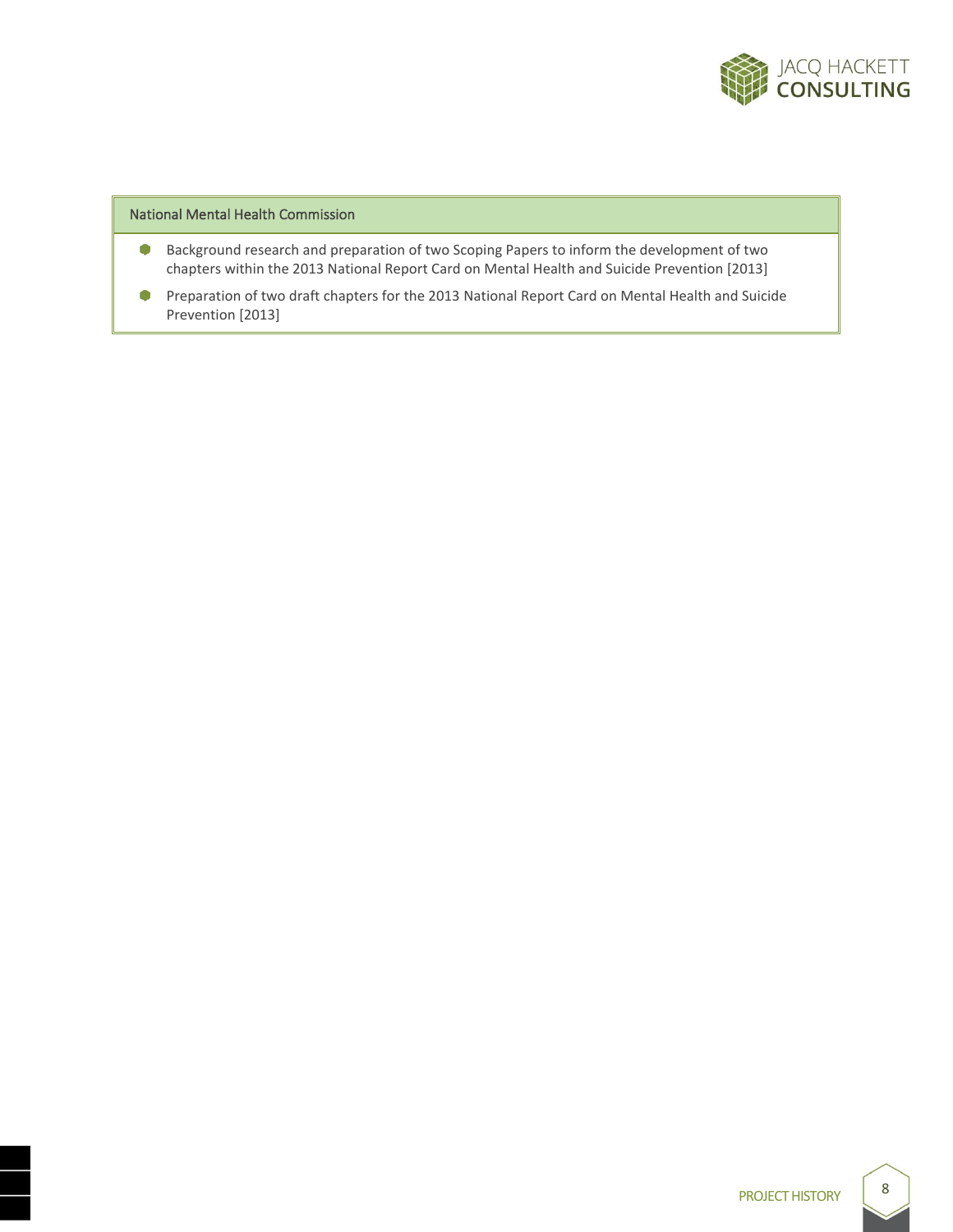| National Mental Health Commission |
| --- |
| <ul><li>Background research and preparation of two Scoping Papers to inform the development of two chapters within the 2013 National Report Card on Mental Health and Suicide Prevention [2013]</li><li>Preparation of two draft chapters for the 2013 National Report Card on Mental Health and Suicide Prevention [2013]</li></ul> |